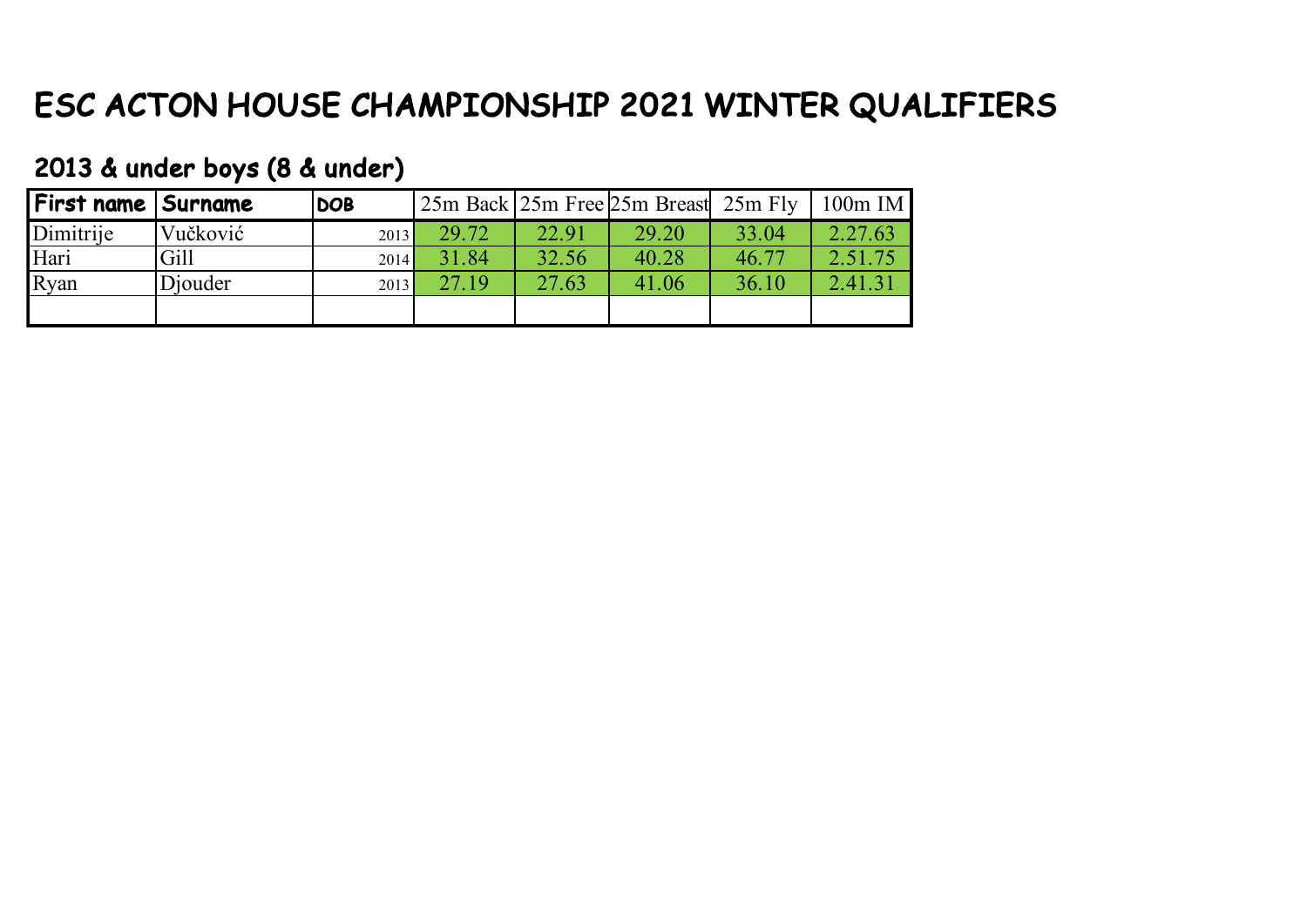# ESC ACTON HOUSE CHAMPIONSHIP 2021 WINTER QUALIFIERS

## 2013 & under boys (8 & under)

| First name | Surname | DOB | 25m Back | 25m Free | 25m Breast | 25m Fly | 100m IM |
|---|---|---|---|---|---|---|---|
| Dimitrije | Vučković | 2013 | 29.72 | 22.91 | 29.20 | 33.04 | 2.27.63 |
| Hari | Gill | 2014 | 31.84 | 32.56 | 40.28 | 46.77 | 2.51.75 |
| Ryan | Djouder | 2013 | 27.19 | 27.63 | 41.06 | 36.10 | 2.41.31 |
| | | | | | | | |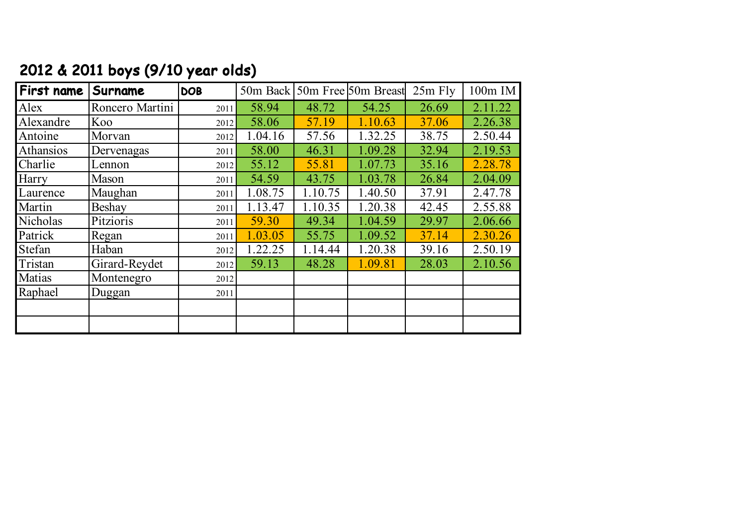## 2012 & 2011 boys (9/10 year olds)

| First name | Surname | DOB | 50m Back | 50m Free | 50m Breast | 25m Fly | 100m IM |
|---|---|---|---|---|---|---|---|
| Alex | Roncero Martini | 2011 | 58.94 | 48.72 | 54.25 | 26.69 | 2.11.22 |
| Alexandre | Koo | 2012 | 58.06 | 57.19 | 1.10.63 | 37.06 | 2.26.38 |
| Antoine | Morvan | 2012 | 1.04.16 | 57.56 | 1.32.25 | 38.75 | 2.50.44 |
| Athansios | Dervenagas | 2011 | 58.00 | 46.31 | 1.09.28 | 32.94 | 2.19.53 |
| Charlie | Lennon | 2012 | 55.12 | 55.81 | 1.07.73 | 35.16 | 2.28.78 |
| Harry | Mason | 2011 | 54.59 | 43.75 | 1.03.78 | 26.84 | 2.04.09 |
| Laurence | Maughan | 2011 | 1.08.75 | 1.10.75 | 1.40.50 | 37.91 | 2.47.78 |
| Martin | Beshay | 2011 | 1.13.47 | 1.10.35 | 1.20.38 | 42.45 | 2.55.88 |
| Nicholas | Pitzioris | 2011 | 59.30 | 49.34 | 1.04.59 | 29.97 | 2.06.66 |
| Patrick | Regan | 2011 | 1.03.05 | 55.75 | 1.09.52 | 37.14 | 2.30.26 |
| Stefan | Haban | 2012 | 1.22.25 | 1.14.44 | 1.20.38 | 39.16 | 2.50.19 |
| Tristan | Girard-Reydet | 2012 | 59.13 | 48.28 | 1.09.81 | 28.03 | 2.10.56 |
| Matias | Montenegro | 2012 | | | | | |
| Raphael | Duggan | 2011 | | | | | |
| | | | | | | | |
| | | | | | | | |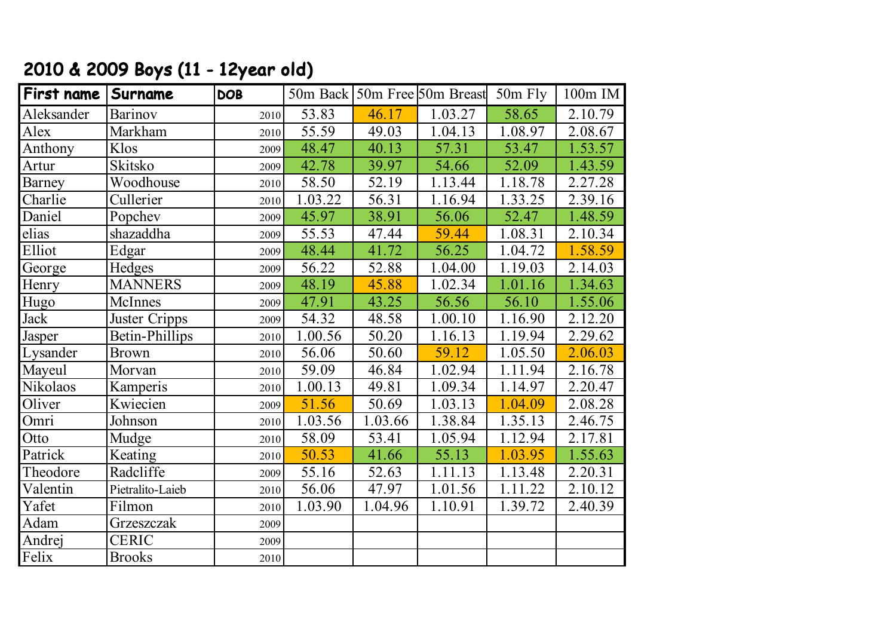## 2010 & 2009 Boys (11 - 12year old)

| First name | Surname | DOB | 50m Back | 50m Free | 50m Breast | 50m Fly | 100m IM |
|---|---|---|---|---|---|---|---|
| Aleksander | Barinov | 2010 | 53.83 | 46.17 | 1.03.27 | 58.65 | 2.10.79 |
| Alex | Markham | 2010 | 55.59 | 49.03 | 1.04.13 | 1.08.97 | 2.08.67 |
| Anthony | Klos | 2009 | 48.47 | 40.13 | 57.31 | 53.47 | 1.53.57 |
| Artur | Skitsko | 2009 | 42.78 | 39.97 | 54.66 | 52.09 | 1.43.59 |
| Barney | Woodhouse | 2010 | 58.50 | 52.19 | 1.13.44 | 1.18.78 | 2.27.28 |
| Charlie | Cullerier | 2010 | 1.03.22 | 56.31 | 1.16.94 | 1.33.25 | 2.39.16 |
| Daniel | Popchev | 2009 | 45.97 | 38.91 | 56.06 | 52.47 | 1.48.59 |
| elias | shazaddha | 2009 | 55.53 | 47.44 | 59.44 | 1.08.31 | 2.10.34 |
| Elliot | Edgar | 2009 | 48.44 | 41.72 | 56.25 | 1.04.72 | 1.58.59 |
| George | Hedges | 2009 | 56.22 | 52.88 | 1.04.00 | 1.19.03 | 2.14.03 |
| Henry | MANNERS | 2009 | 48.19 | 45.88 | 1.02.34 | 1.01.16 | 1.34.63 |
| Hugo | McInnes | 2009 | 47.91 | 43.25 | 56.56 | 56.10 | 1.55.06 |
| Jack | Juster Cripps | 2009 | 54.32 | 48.58 | 1.00.10 | 1.16.90 | 2.12.20 |
| Jasper | Betin-Phillips | 2010 | 1.00.56 | 50.20 | 1.16.13 | 1.19.94 | 2.29.62 |
| Lysander | Brown | 2010 | 56.06 | 50.60 | 59.12 | 1.05.50 | 2.06.03 |
| Mayeul | Morvan | 2010 | 59.09 | 46.84 | 1.02.94 | 1.11.94 | 2.16.78 |
| Nikolaos | Kamperis | 2010 | 1.00.13 | 49.81 | 1.09.34 | 1.14.97 | 2.20.47 |
| Oliver | Kwiecien | 2009 | 51.56 | 50.69 | 1.03.13 | 1.04.09 | 2.08.28 |
| Omri | Johnson | 2010 | 1.03.56 | 1.03.66 | 1.38.84 | 1.35.13 | 2.46.75 |
| Otto | Mudge | 2010 | 58.09 | 53.41 | 1.05.94 | 1.12.94 | 2.17.81 |
| Patrick | Keating | 2010 | 50.53 | 41.66 | 55.13 | 1.03.95 | 1.55.63 |
| Theodore | Radcliffe | 2009 | 55.16 | 52.63 | 1.11.13 | 1.13.48 | 2.20.31 |
| Valentin | Pietralito-Laieb | 2010 | 56.06 | 47.97 | 1.01.56 | 1.11.22 | 2.10.12 |
| Yafet | Filmon | 2010 | 1.03.90 | 1.04.96 | 1.10.91 | 1.39.72 | 2.40.39 |
| Adam | Grzeszczak | 2009 | | | | | |
| Andrej | CERIC | 2009 | | | | | |
| Felix | Brooks | 2010 | | | | | |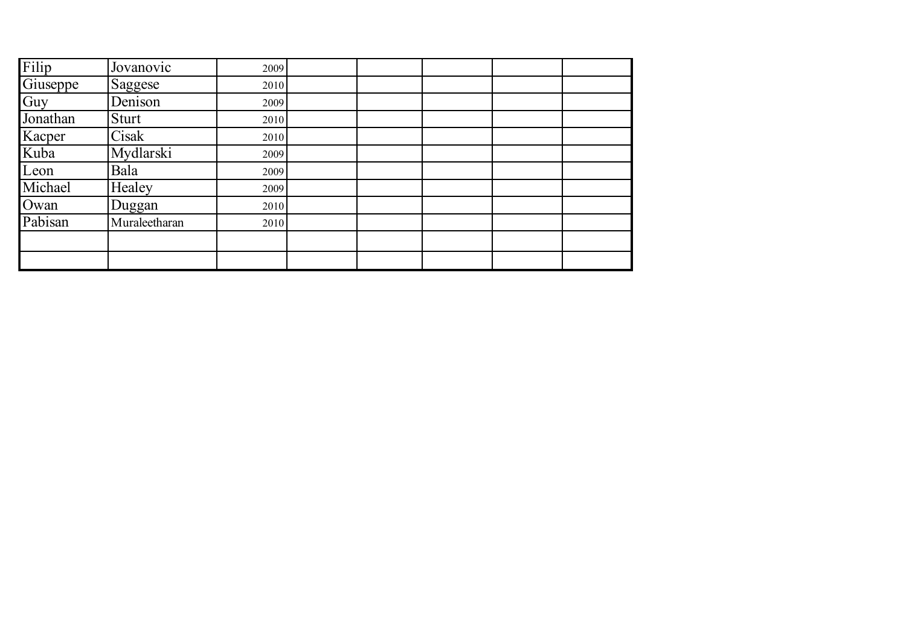| | | | | | | | |
|---|---|---|---|---|---|---|---|
| Filip | Jovanovic | 2009 | | | | | |
| Giuseppe | Saggese | 2010 | | | | | |
| Guy | Denison | 2009 | | | | | |
| Jonathan | Sturt | 2010 | | | | | |
| Kacper | Cisak | 2010 | | | | | |
| Kuba | Mydlarski | 2009 | | | | | |
| Leon | Bala | 2009 | | | | | |
| Michael | Healey | 2009 | | | | | |
| Owan | Duggan | 2010 | | | | | |
| Pabisan | Muraleetharan | 2010 | | | | | |
| | | | | | | | |
| | | | | | | | |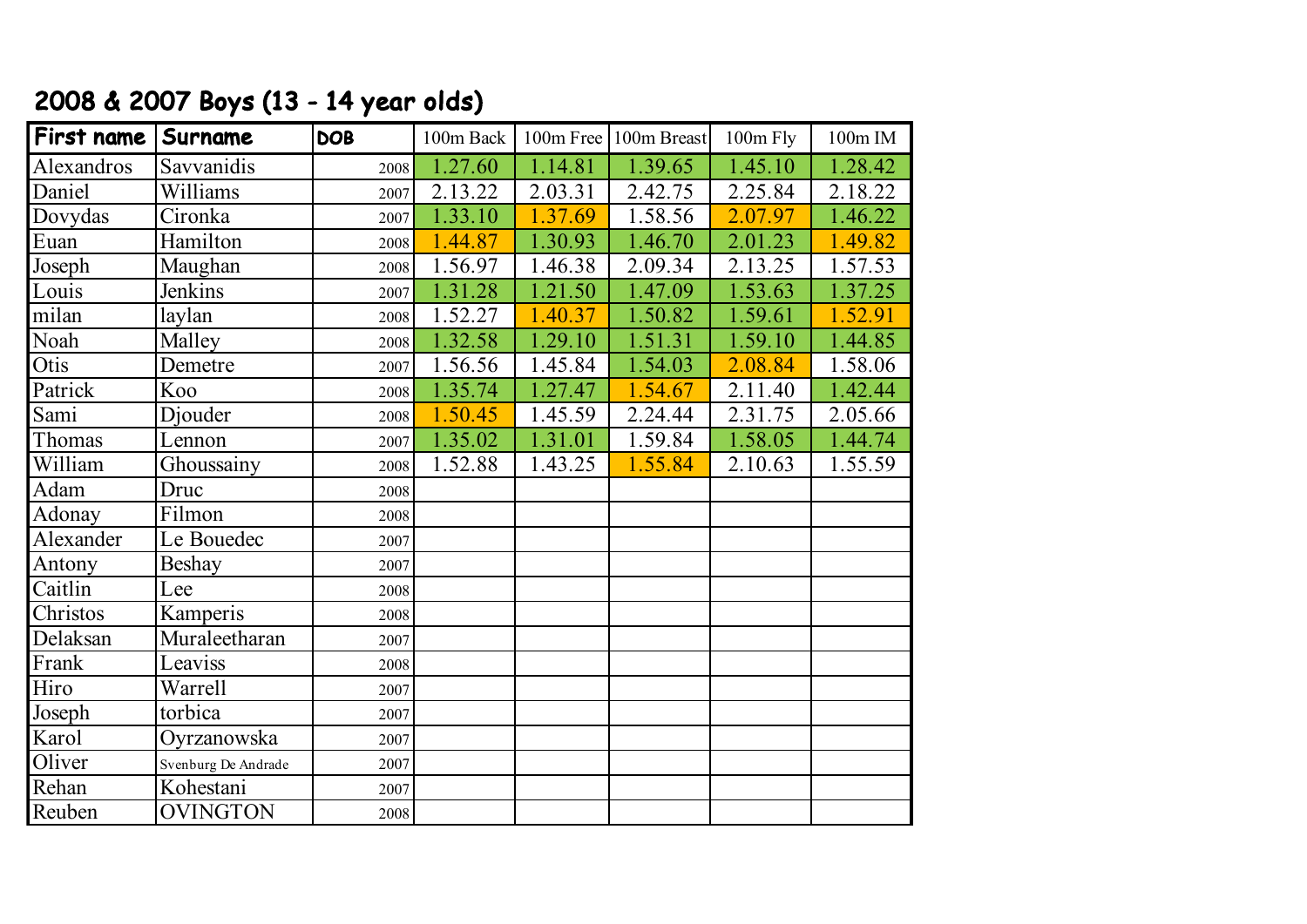## 2008 & 2007 Boys (13 - 14 year olds)

| First name | Surname | DOB | 100m Back | 100m Free | 100m Breast | 100m Fly | 100m IM |
|---|---|---|---|---|---|---|---|
| Alexandros | Savvanidis | 2008 | 1.27.60 | 1.14.81 | 1.39.65 | 1.45.10 | 1.28.42 |
| Daniel | Williams | 2007 | 2.13.22 | 2.03.31 | 2.42.75 | 2.25.84 | 2.18.22 |
| Dovydas | Cironka | 2007 | 1.33.10 | 1.37.69 | 1.58.56 | 2.07.97 | 1.46.22 |
| Euan | Hamilton | 2008 | 1.44.87 | 1.30.93 | 1.46.70 | 2.01.23 | 1.49.82 |
| Joseph | Maughan | 2008 | 1.56.97 | 1.46.38 | 2.09.34 | 2.13.25 | 1.57.53 |
| Louis | Jenkins | 2007 | 1.31.28 | 1.21.50 | 1.47.09 | 1.53.63 | 1.37.25 |
| milan | laylan | 2008 | 1.52.27 | 1.40.37 | 1.50.82 | 1.59.61 | 1.52.91 |
| Noah | Malley | 2008 | 1.32.58 | 1.29.10 | 1.51.31 | 1.59.10 | 1.44.85 |
| Otis | Demetre | 2007 | 1.56.56 | 1.45.84 | 1.54.03 | 2.08.84 | 1.58.06 |
| Patrick | Koo | 2008 | 1.35.74 | 1.27.47 | 1.54.67 | 2.11.40 | 1.42.44 |
| Sami | Djouder | 2008 | 1.50.45 | 1.45.59 | 2.24.44 | 2.31.75 | 2.05.66 |
| Thomas | Lennon | 2007 | 1.35.02 | 1.31.01 | 1.59.84 | 1.58.05 | 1.44.74 |
| William | Ghoussainy | 2008 | 1.52.88 | 1.43.25 | 1.55.84 | 2.10.63 | 1.55.59 |
| Adam | Druc | 2008 | | | | | |
| Adonay | Filmon | 2008 | | | | | |
| Alexander | Le Bouedec | 2007 | | | | | |
| Antony | Beshay | 2007 | | | | | |
| Caitlin | Lee | 2008 | | | | | |
| Christos | Kamperis | 2008 | | | | | |
| Delaksan | Muraleetharan | 2007 | | | | | |
| Frank | Leaviss | 2008 | | | | | |
| Hiro | Warrell | 2007 | | | | | |
| Joseph | torbica | 2007 | | | | | |
| Karol | Oyrzanowska | 2007 | | | | | |
| Oliver | Svenburg De Andrade | 2007 | | | | | |
| Rehan | Kohestani | 2007 | | | | | |
| Reuben | OVINGTON | 2008 | | | | | |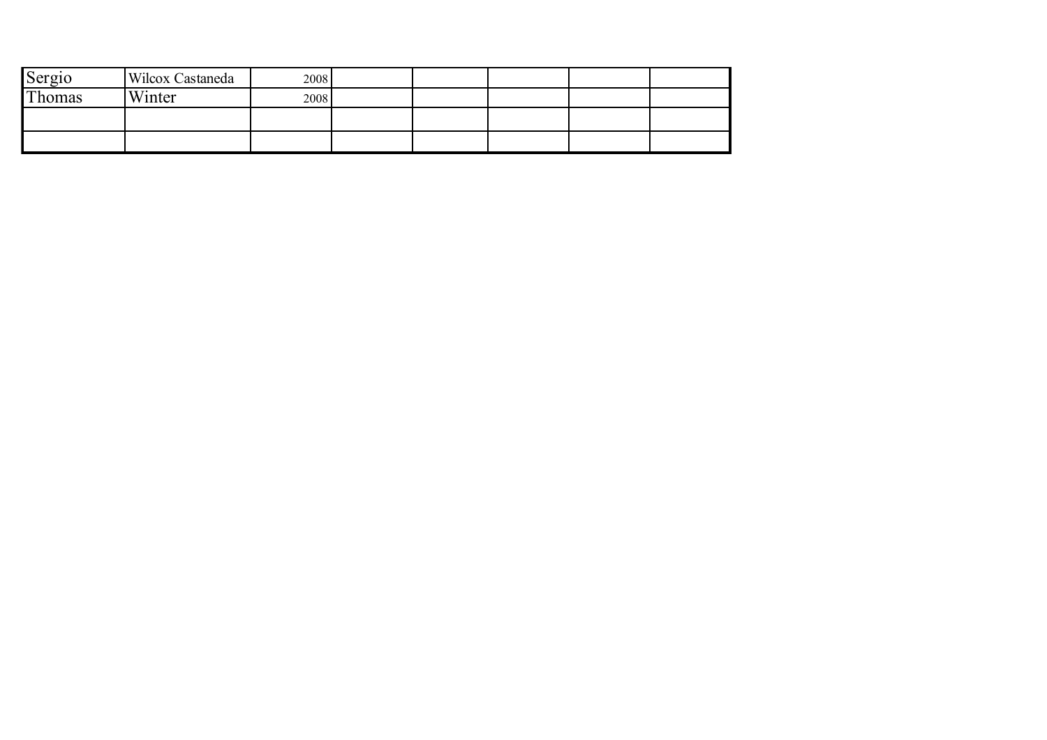| Sergio | Wilcox Castaneda | 2008 | | | | | |
|---|---|---|---|---|---|---|---|
| Thomas | Winter | 2008 | | | | | |
| | | | | | | | |
| | | | | | | | |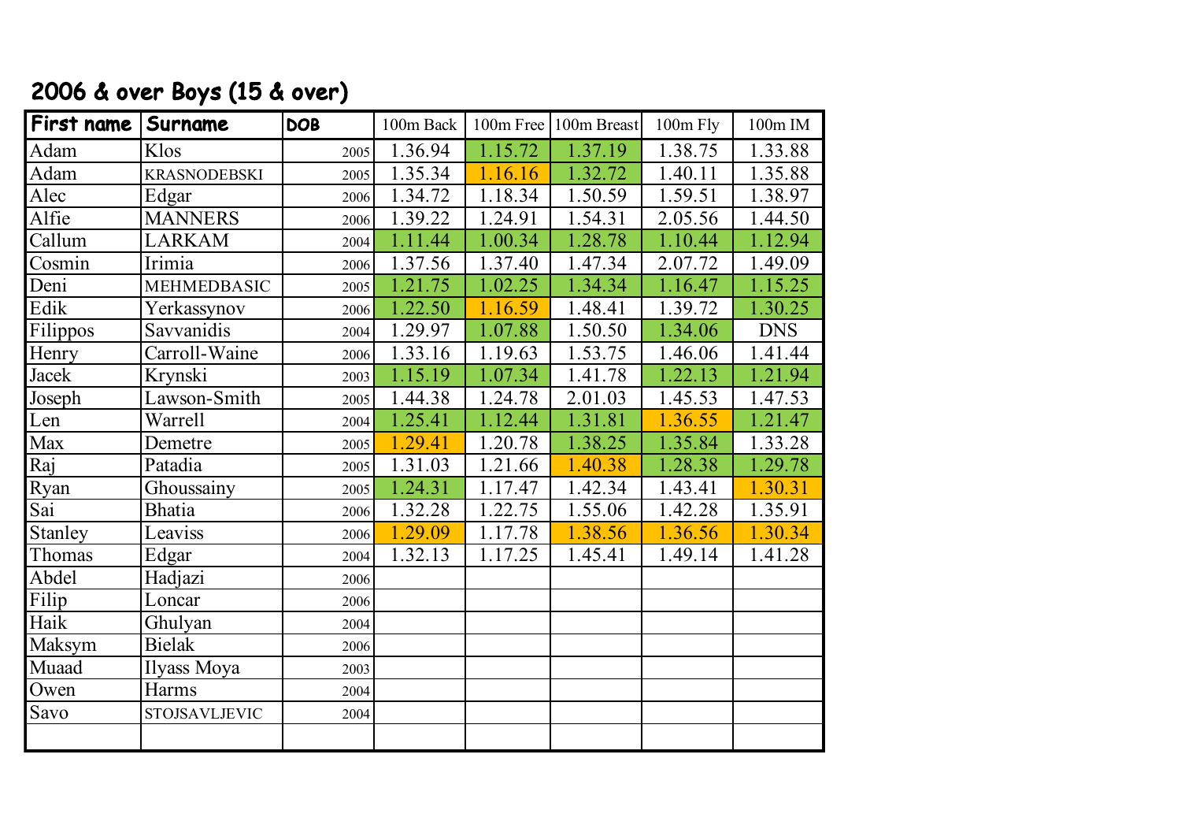## 2006 & over Boys (15 & over)

| First name | Surname | DOB | 100m Back | 100m Free | 100m Breast | 100m Fly | 100m IM |
|---|---|---|---|---|---|---|---|
| Adam | Klos | 2005 | 1.36.94 | 1.15.72 | 1.37.19 | 1.38.75 | 1.33.88 |
| Adam | KRASNODEBSKI | 2005 | 1.35.34 | 1.16.16 | 1.32.72 | 1.40.11 | 1.35.88 |
| Alec | Edgar | 2006 | 1.34.72 | 1.18.34 | 1.50.59 | 1.59.51 | 1.38.97 |
| Alfie | MANNERS | 2006 | 1.39.22 | 1.24.91 | 1.54.31 | 2.05.56 | 1.44.50 |
| Callum | LARKAM | 2004 | 1.11.44 | 1.00.34 | 1.28.78 | 1.10.44 | 1.12.94 |
| Cosmin | Irimia | 2006 | 1.37.56 | 1.37.40 | 1.47.34 | 2.07.72 | 1.49.09 |
| Deni | MEHMEDBASIC | 2005 | 1.21.75 | 1.02.25 | 1.34.34 | 1.16.47 | 1.15.25 |
| Edik | Yerkassynov | 2006 | 1.22.50 | 1.16.59 | 1.48.41 | 1.39.72 | 1.30.25 |
| Filippos | Savvanidis | 2004 | 1.29.97 | 1.07.88 | 1.50.50 | 1.34.06 | DNS |
| Henry | Carroll-Waine | 2006 | 1.33.16 | 1.19.63 | 1.53.75 | 1.46.06 | 1.41.44 |
| Jacek | Krynski | 2003 | 1.15.19 | 1.07.34 | 1.41.78 | 1.22.13 | 1.21.94 |
| Joseph | Lawson-Smith | 2005 | 1.44.38 | 1.24.78 | 2.01.03 | 1.45.53 | 1.47.53 |
| Len | Warrell | 2004 | 1.25.41 | 1.12.44 | 1.31.81 | 1.36.55 | 1.21.47 |
| Max | Demetre | 2005 | 1.29.41 | 1.20.78 | 1.38.25 | 1.35.84 | 1.33.28 |
| Raj | Patadia | 2005 | 1.31.03 | 1.21.66 | 1.40.38 | 1.28.38 | 1.29.78 |
| Ryan | Ghoussainy | 2005 | 1.24.31 | 1.17.47 | 1.42.34 | 1.43.41 | 1.30.31 |
| Sai | Bhatia | 2006 | 1.32.28 | 1.22.75 | 1.55.06 | 1.42.28 | 1.35.91 |
| Stanley | Leaviss | 2006 | 1.29.09 | 1.17.78 | 1.38.56 | 1.36.56 | 1.30.34 |
| Thomas | Edgar | 2004 | 1.32.13 | 1.17.25 | 1.45.41 | 1.49.14 | 1.41.28 |
| Abdel | Hadjazi | 2006 | | | | | |
| Filip | Loncar | 2006 | | | | | |
| Haik | Ghulyan | 2004 | | | | | |
| Maksym | Bielak | 2006 | | | | | |
| Muaad | Ilyass Moya | 2003 | | | | | |
| Owen | Harms | 2004 | | | | | |
| Savo | STOJSAVLJEVIC | 2004 | | | | | |
| | | | | | | | |